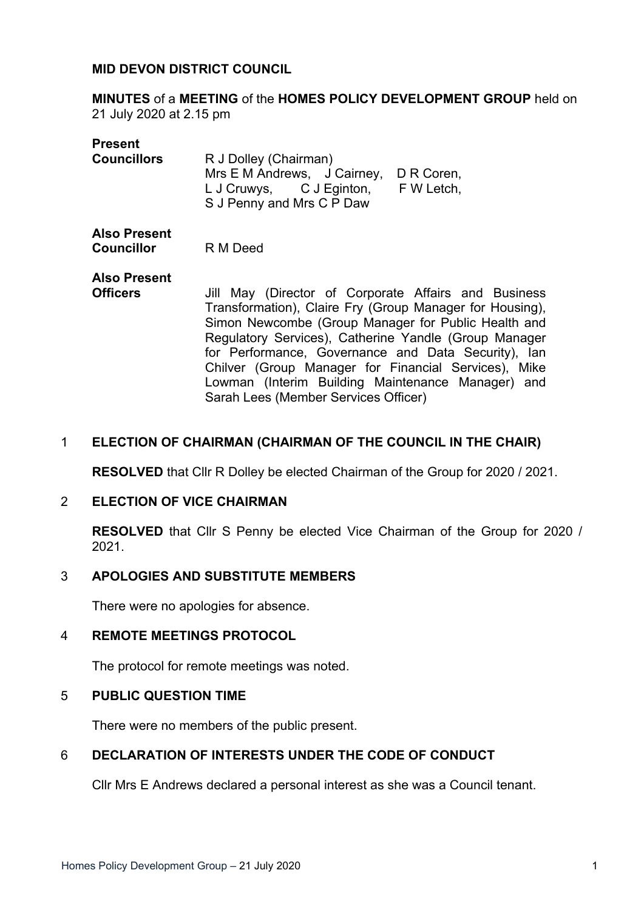**MID DEVON DISTRICT COUNCIL**

**MINUTES** of a **MEETING** of the **HOMES POLICY DEVELOPMENT GROUP** held on 21 July 2020 at 2.15 pm

**Present**
**Councillors** R J Dolley (Chairman)
Mrs E M Andrews, J Cairney, D R Coren, L J Cruwys, C J Eginton, F W Letch, S J Penny and Mrs C P Daw

**Also Present**
**Councillor** R M Deed

**Also Present**
**Officers** Jill May (Director of Corporate Affairs and Business Transformation), Claire Fry (Group Manager for Housing), Simon Newcombe (Group Manager for Public Health and Regulatory Services), Catherine Yandle (Group Manager for Performance, Governance and Data Security), Ian Chilver (Group Manager for Financial Services), Mike Lowman (Interim Building Maintenance Manager) and Sarah Lees (Member Services Officer)

1 **ELECTION OF CHAIRMAN (CHAIRMAN OF THE COUNCIL IN THE CHAIR)**

**RESOLVED** that Cllr R Dolley be elected Chairman of the Group for 2020 / 2021.

2 **ELECTION OF VICE CHAIRMAN**

**RESOLVED** that Cllr S Penny be elected Vice Chairman of the Group for 2020 / 2021.

3 **APOLOGIES AND SUBSTITUTE MEMBERS**

There were no apologies for absence.

4 **REMOTE MEETINGS PROTOCOL**

The protocol for remote meetings was noted.

5 **PUBLIC QUESTION TIME**

There were no members of the public present.

6 **DECLARATION OF INTERESTS UNDER THE CODE OF CONDUCT**

Cllr Mrs E Andrews declared a personal interest as she was a Council tenant.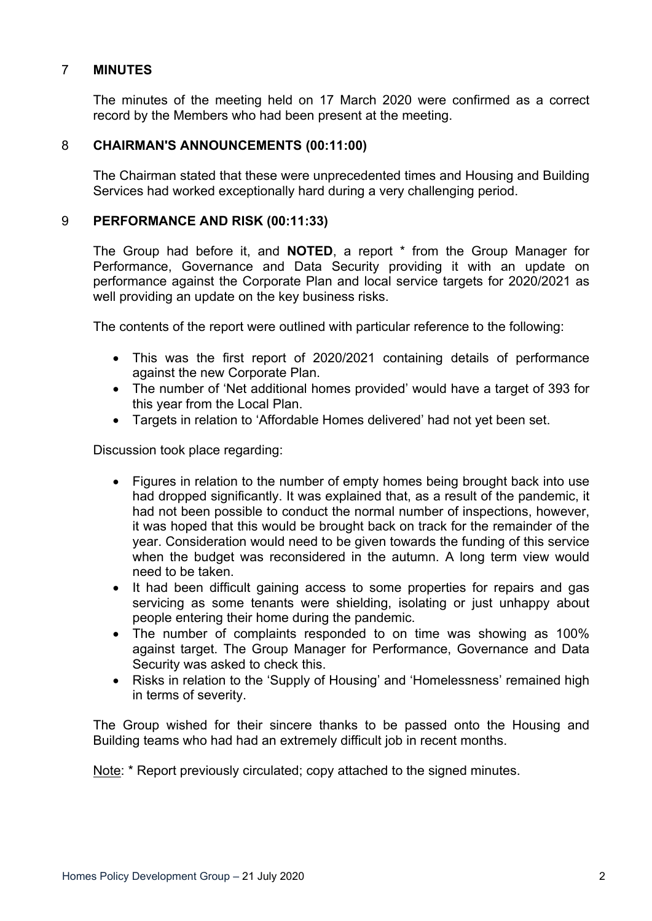## 7 MINUTES

The minutes of the meeting held on 17 March 2020 were confirmed as a correct record by the Members who had been present at the meeting.

## 8 CHAIRMAN'S ANNOUNCEMENTS (00:11:00)

The Chairman stated that these were unprecedented times and Housing and Building Services had worked exceptionally hard during a very challenging period.

## 9 PERFORMANCE AND RISK (00:11:33)

The Group had before it, and **NOTED**, a report * from the Group Manager for Performance, Governance and Data Security providing it with an update on performance against the Corporate Plan and local service targets for 2020/2021 as well providing an update on the key business risks.

The contents of the report were outlined with particular reference to the following:

- This was the first report of 2020/2021 containing details of performance against the new Corporate Plan.
- The number of 'Net additional homes provided' would have a target of 393 for this year from the Local Plan.
- Targets in relation to 'Affordable Homes delivered' had not yet been set.

Discussion took place regarding:

- Figures in relation to the number of empty homes being brought back into use had dropped significantly. It was explained that, as a result of the pandemic, it had not been possible to conduct the normal number of inspections, however, it was hoped that this would be brought back on track for the remainder of the year. Consideration would need to be given towards the funding of this service when the budget was reconsidered in the autumn. A long term view would need to be taken.
- It had been difficult gaining access to some properties for repairs and gas servicing as some tenants were shielding, isolating or just unhappy about people entering their home during the pandemic.
- The number of complaints responded to on time was showing as 100% against target. The Group Manager for Performance, Governance and Data Security was asked to check this.
- Risks in relation to the 'Supply of Housing' and 'Homelessness' remained high in terms of severity.

The Group wished for their sincere thanks to be passed onto the Housing and Building teams who had had an extremely difficult job in recent months.

<u>Note</u>: * Report previously circulated; copy attached to the signed minutes.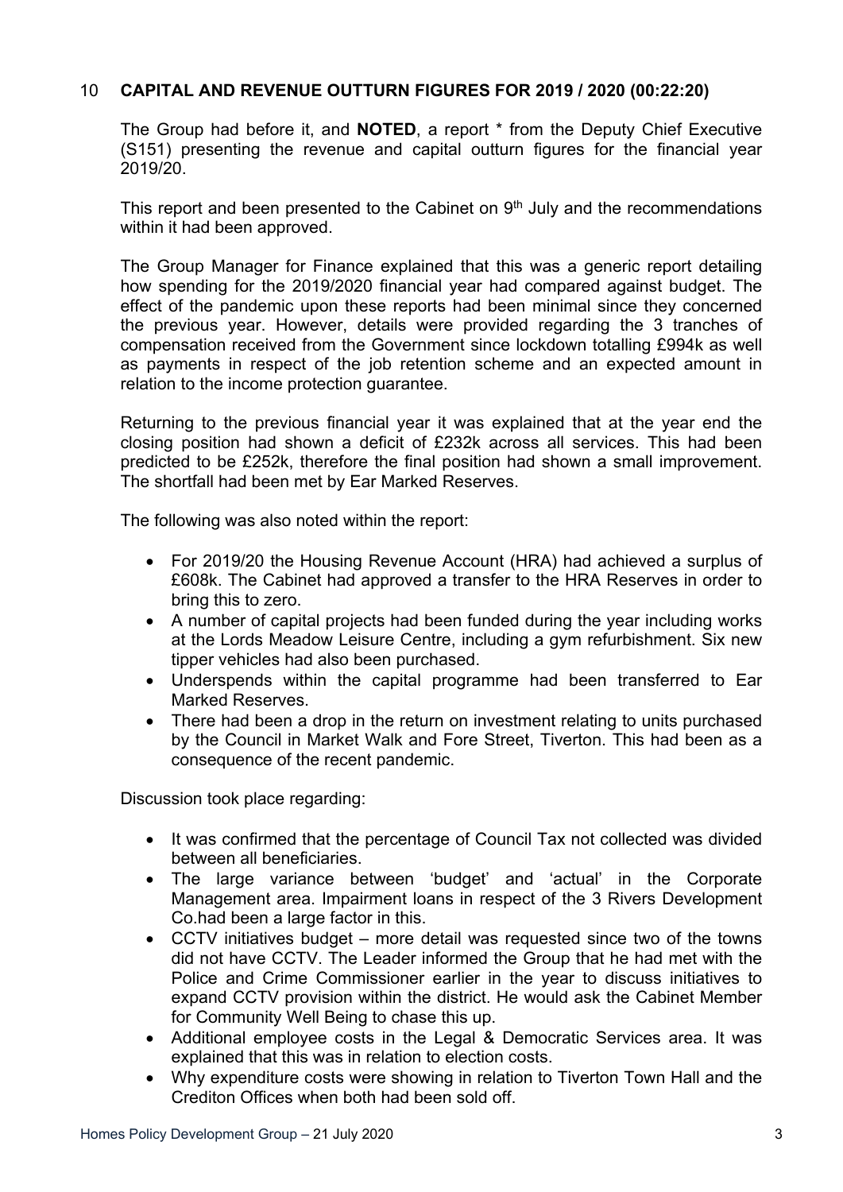## 10 CAPITAL AND REVENUE OUTTURN FIGURES FOR 2019 / 2020 (00:22:20)

The Group had before it, and **NOTED**, a report * from the Deputy Chief Executive (S151) presenting the revenue and capital outturn figures for the financial year 2019/20.

This report and been presented to the Cabinet on 9th July and the recommendations within it had been approved.

The Group Manager for Finance explained that this was a generic report detailing how spending for the 2019/2020 financial year had compared against budget. The effect of the pandemic upon these reports had been minimal since they concerned the previous year. However, details were provided regarding the 3 tranches of compensation received from the Government since lockdown totalling £994k as well as payments in respect of the job retention scheme and an expected amount in relation to the income protection guarantee.

Returning to the previous financial year it was explained that at the year end the closing position had shown a deficit of £232k across all services. This had been predicted to be £252k, therefore the final position had shown a small improvement. The shortfall had been met by Ear Marked Reserves.

The following was also noted within the report:

- For 2019/20 the Housing Revenue Account (HRA) had achieved a surplus of £608k. The Cabinet had approved a transfer to the HRA Reserves in order to bring this to zero.
- A number of capital projects had been funded during the year including works at the Lords Meadow Leisure Centre, including a gym refurbishment. Six new tipper vehicles had also been purchased.
- Underspends within the capital programme had been transferred to Ear Marked Reserves.
- There had been a drop in the return on investment relating to units purchased by the Council in Market Walk and Fore Street, Tiverton. This had been as a consequence of the recent pandemic.

Discussion took place regarding:

- It was confirmed that the percentage of Council Tax not collected was divided between all beneficiaries.
- The large variance between 'budget' and 'actual' in the Corporate Management area. Impairment loans in respect of the 3 Rivers Development Co.had been a large factor in this.
- CCTV initiatives budget – more detail was requested since two of the towns did not have CCTV. The Leader informed the Group that he had met with the Police and Crime Commissioner earlier in the year to discuss initiatives to expand CCTV provision within the district. He would ask the Cabinet Member for Community Well Being to chase this up.
- Additional employee costs in the Legal & Democratic Services area. It was explained that this was in relation to election costs.
- Why expenditure costs were showing in relation to Tiverton Town Hall and the Crediton Offices when both had been sold off.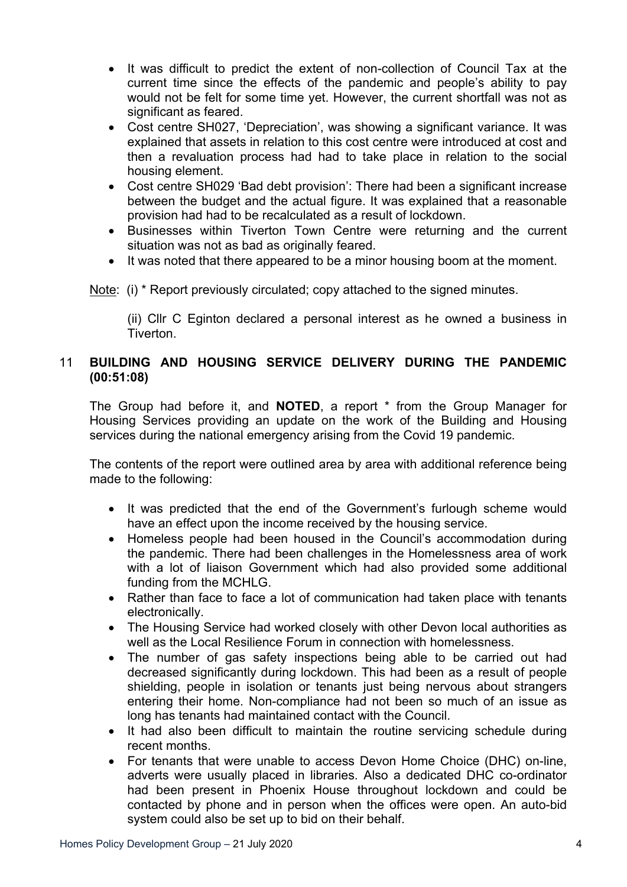- It was difficult to predict the extent of non-collection of Council Tax at the current time since the effects of the pandemic and people's ability to pay would not be felt for some time yet. However, the current shortfall was not as significant as feared.
- Cost centre SH027, 'Depreciation', was showing a significant variance. It was explained that assets in relation to this cost centre were introduced at cost and then a revaluation process had had to take place in relation to the social housing element.
- Cost centre SH029 'Bad debt provision': There had been a significant increase between the budget and the actual figure. It was explained that a reasonable provision had had to be recalculated as a result of lockdown.
- Businesses within Tiverton Town Centre were returning and the current situation was not as bad as originally feared.
- It was noted that there appeared to be a minor housing boom at the moment.

Note: (i) * Report previously circulated; copy attached to the signed minutes.

(ii) Cllr C Eginton declared a personal interest as he owned a business in Tiverton.

## 11 BUILDING AND HOUSING SERVICE DELIVERY DURING THE PANDEMIC (00:51:08)

The Group had before it, and **NOTED**, a report * from the Group Manager for Housing Services providing an update on the work of the Building and Housing services during the national emergency arising from the Covid 19 pandemic.

The contents of the report were outlined area by area with additional reference being made to the following:

- It was predicted that the end of the Government's furlough scheme would have an effect upon the income received by the housing service.
- Homeless people had been housed in the Council's accommodation during the pandemic. There had been challenges in the Homelessness area of work with a lot of liaison Government which had also provided some additional funding from the MCHLG.
- Rather than face to face a lot of communication had taken place with tenants electronically.
- The Housing Service had worked closely with other Devon local authorities as well as the Local Resilience Forum in connection with homelessness.
- The number of gas safety inspections being able to be carried out had decreased significantly during lockdown. This had been as a result of people shielding, people in isolation or tenants just being nervous about strangers entering their home. Non-compliance had not been so much of an issue as long has tenants had maintained contact with the Council.
- It had also been difficult to maintain the routine servicing schedule during recent months.
- For tenants that were unable to access Devon Home Choice (DHC) on-line, adverts were usually placed in libraries. Also a dedicated DHC co-ordinator had been present in Phoenix House throughout lockdown and could be contacted by phone and in person when the offices were open. An auto-bid system could also be set up to bid on their behalf.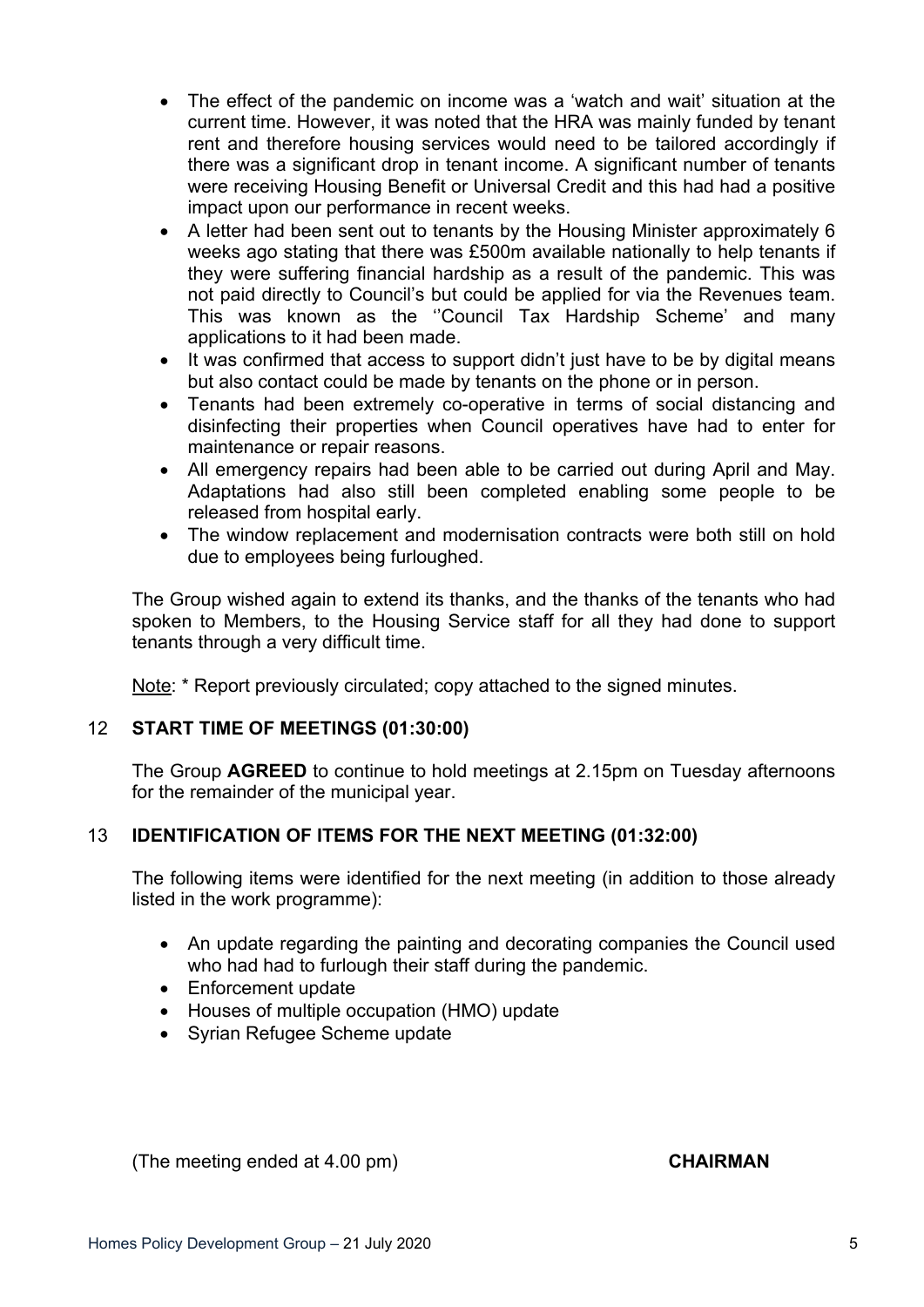- The effect of the pandemic on income was a 'watch and wait' situation at the current time. However, it was noted that the HRA was mainly funded by tenant rent and therefore housing services would need to be tailored accordingly if there was a significant drop in tenant income. A significant number of tenants were receiving Housing Benefit or Universal Credit and this had had a positive impact upon our performance in recent weeks.
- A letter had been sent out to tenants by the Housing Minister approximately 6 weeks ago stating that there was £500m available nationally to help tenants if they were suffering financial hardship as a result of the pandemic. This was not paid directly to Council's but could be applied for via the Revenues team. This was known as the ''Council Tax Hardship Scheme' and many applications to it had been made.
- It was confirmed that access to support didn't just have to be by digital means but also contact could be made by tenants on the phone or in person.
- Tenants had been extremely co-operative in terms of social distancing and disinfecting their properties when Council operatives have had to enter for maintenance or repair reasons.
- All emergency repairs had been able to be carried out during April and May. Adaptations had also still been completed enabling some people to be released from hospital early.
- The window replacement and modernisation contracts were both still on hold due to employees being furloughed.

The Group wished again to extend its thanks, and the thanks of the tenants who had spoken to Members, to the Housing Service staff for all they had done to support tenants through a very difficult time.

Note: * Report previously circulated; copy attached to the signed minutes.

## 12 START TIME OF MEETINGS (01:30:00)

The Group **AGREED** to continue to hold meetings at 2.15pm on Tuesday afternoons for the remainder of the municipal year.

## 13 IDENTIFICATION OF ITEMS FOR THE NEXT MEETING (01:32:00)

The following items were identified for the next meeting (in addition to those already listed in the work programme):

- An update regarding the painting and decorating companies the Council used who had had to furlough their staff during the pandemic.
- Enforcement update
- Houses of multiple occupation (HMO) update
- Syrian Refugee Scheme update

(The meeting ended at 4.00 pm) **CHAIRMAN**